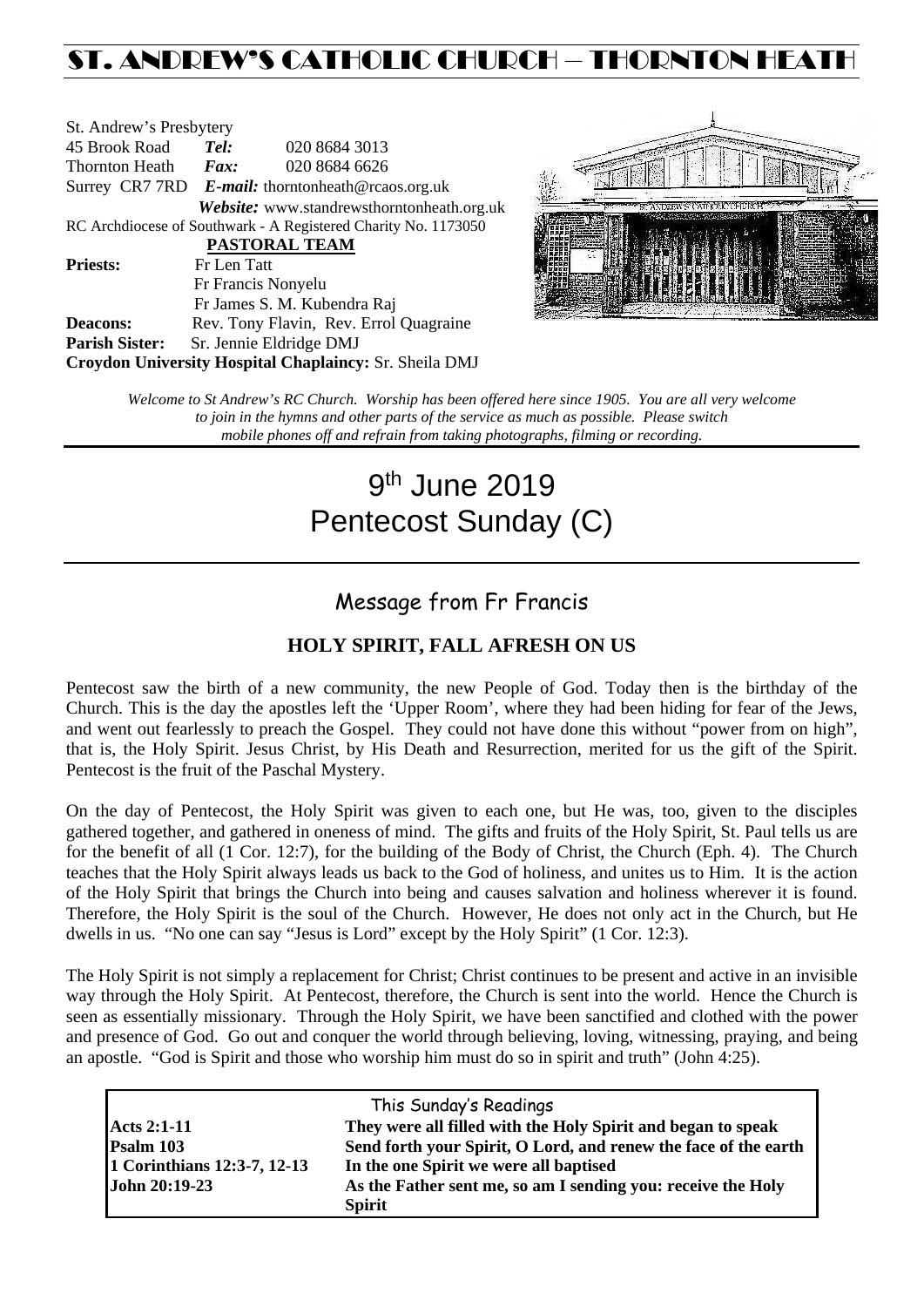# ST. ANDREW'S CATHOLIC CHURCH – THORNTON HEATH

St. Andrew's Presbytery
45 Brook Road *Tel:* 020 8684 3013
Thornton Heath *Fax:* 020 8684 6626
Surrey CR7 7RD *E-mail:* thorntonheath@rcaos.org.uk
*Website:* www.standrewsthorntonheath.org.uk
RC Archdiocese of Southwark - A Registered Charity No. 1173050

**PASTORAL TEAM**

**Priests:** Fr Len Tatt
Fr Francis Nonyelu
Fr James S. M. Kubendra Raj
**Deacons:** Rev. Tony Flavin, Rev. Errol Quagraine
**Parish Sister:** Sr. Jennie Eldridge DMJ
**Croydon University Hospital Chaplaincy:** Sr. Sheila DMJ

*Welcome to St Andrew's RC Church. Worship has been offered here since 1905. You are all very welcome to join in the hymns and other parts of the service as much as possible. Please switch mobile phones off and refrain from taking photographs, filming or recording.*

# 9th June 2019
# Pentecost Sunday (C)

## Message from Fr Francis

### HOLY SPIRIT, FALL AFRESH ON US

Pentecost saw the birth of a new community, the new People of God. Today then is the birthday of the Church. This is the day the apostles left the 'Upper Room', where they had been hiding for fear of the Jews, and went out fearlessly to preach the Gospel. They could not have done this without "power from on high", that is, the Holy Spirit. Jesus Christ, by His Death and Resurrection, merited for us the gift of the Spirit. Pentecost is the fruit of the Paschal Mystery.

On the day of Pentecost, the Holy Spirit was given to each one, but He was, too, given to the disciples gathered together, and gathered in oneness of mind. The gifts and fruits of the Holy Spirit, St. Paul tells us are for the benefit of all (1 Cor. 12:7), for the building of the Body of Christ, the Church (Eph. 4). The Church teaches that the Holy Spirit always leads us back to the God of holiness, and unites us to Him. It is the action of the Holy Spirit that brings the Church into being and causes salvation and holiness wherever it is found. Therefore, the Holy Spirit is the soul of the Church. However, He does not only act in the Church, but He dwells in us. "No one can say "Jesus is Lord" except by the Holy Spirit" (1 Cor. 12:3).

The Holy Spirit is not simply a replacement for Christ; Christ continues to be present and active in an invisible way through the Holy Spirit. At Pentecost, therefore, the Church is sent into the world. Hence the Church is seen as essentially missionary. Through the Holy Spirit, we have been sanctified and clothed with the power and presence of God. Go out and conquer the world through believing, loving, witnessing, praying, and being an apostle. "God is Spirit and those who worship him must do so in spirit and truth" (John 4:25).

| This Sunday's Readings | |
|---|---|
| **Acts 2:1-11** | **They were all filled with the Holy Spirit and began to speak** |
| **Psalm 103** | **Send forth your Spirit, O Lord, and renew the face of the earth** |
| **1 Corinthians 12:3-7, 12-13** | **In the one Spirit we were all baptised** |
| **John 20:19-23** | **As the Father sent me, so am I sending you: receive the Holy Spirit** |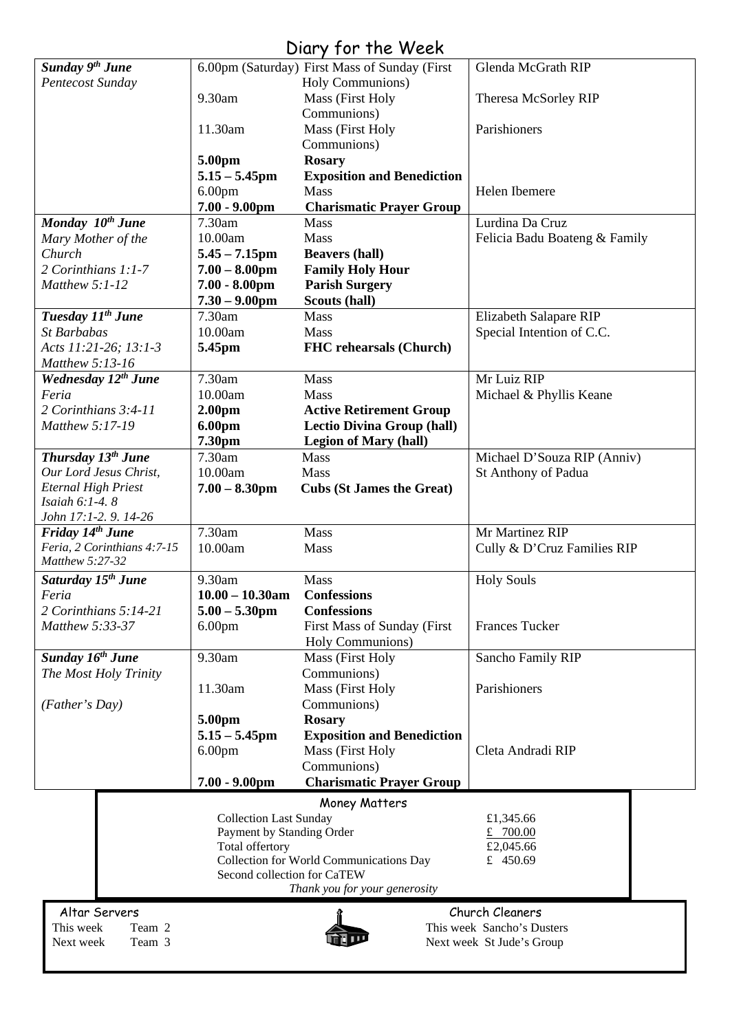# Diary for the Week

| Day | Time | Event | Intention |
|---|---|---|---|
| ***Sunday 9th June*** *Pentecost Sunday* | 6.00pm (Saturday) | First Mass of Sunday (First Holy Communions) | Glenda McGrath RIP |
| | 9.30am | Mass (First Holy Communions) | Theresa McSorley RIP |
| | 11.30am | Mass (First Holy Communions) | Parishioners |
| | **5.00pm** | **Rosary** | |
| | **5.15 – 5.45pm** | **Exposition and Benediction** | |
| | 6.00pm | Mass | Helen Ibemere |
| | **7.00 - 9.00pm** | **Charismatic Prayer Group** | |
| ***Monday 10th June*** *Mary Mother of the Church* *2 Corinthians 1:1-7* *Matthew 5:1-12* | 7.30am | Mass | Lurdina Da Cruz |
| | 10.00am | Mass | Felicia Badu Boateng & Family |
| | **5.45 – 7.15pm** | **Beavers (hall)** | |
| | **7.00 – 8.00pm** | **Family Holy Hour** | |
| | **7.00 - 8.00pm** | **Parish Surgery** | |
| | **7.30 – 9.00pm** | **Scouts (hall)** | |
| ***Tuesday 11th June*** *St Barbabas* *Acts 11:21-26; 13:1-3* *Matthew 5:13-16* | 7.30am | Mass | Elizabeth Salapare RIP |
| | 10.00am | Mass | Special Intention of C.C. |
| | **5.45pm** | **FHC rehearsals (Church)** | |
| ***Wednesday 12th June*** *Feria* *2 Corinthians 3:4-11* *Matthew 5:17-19* | 7.30am | Mass | Mr Luiz RIP |
| | 10.00am | Mass | Michael & Phyllis Keane |
| | **2.00pm** | **Active Retirement Group** | |
| | **6.00pm** | **Lectio Divina Group (hall)** | |
| | **7.30pm** | **Legion of Mary (hall)** | |
| ***Thursday 13th June*** *Our Lord Jesus Christ, Eternal High Priest* *Isaiah 6:1-4. 8* *John 17:1-2. 9. 14-26* | 7.30am | Mass | Michael D'Souza RIP (Anniv) |
| | 10.00am | Mass | St Anthony of Padua |
| | **7.00 – 8.30pm** | **Cubs (St James the Great)** | |
| ***Friday 14th June*** *Feria, 2 Corinthians 4:7-15* *Matthew 5:27-32* | 7.30am | Mass | Mr Martinez RIP |
| | 10.00am | Mass | Cully & D'Cruz Families RIP |
| ***Saturday 15th June*** *Feria* *2 Corinthians 5:14-21* *Matthew 5:33-37* | 9.30am | Mass | Holy Souls |
| | **10.00 – 10.30am** | **Confessions** | |
| | **5.00 – 5.30pm** | **Confessions** | |
| | 6.00pm | First Mass of Sunday (First Holy Communions) | Frances Tucker |
| ***Sunday 16th June*** *The Most Holy Trinity* *(Father's Day)* | 9.30am | Mass (First Holy Communions) | Sancho Family RIP |
| | 11.30am | Mass (First Holy Communions) | Parishioners |
| | **5.00pm** | **Rosary** | |
| | **5.15 – 5.45pm** | **Exposition and Benediction** | |
| | 6.00pm | Mass (First Holy Communions) | Cleta Andradi RIP |
| | **7.00 - 9.00pm** | **Charismatic Prayer Group** | |

## Money Matters

| | |
|---|---|
| Collection Last Sunday | £1,345.66 |
| Payment by Standing Order | £ 700.00 |
| Total offertory | £2,045.66 |
| Collection for World Communications Day | £ 450.69 |
| Second collection for CaTEW | |

*Thank you for your generosity*

## Altar Servers

This week Team 2
Next week Team 3

## Church Cleaners

This week Sancho's Dusters
Next week St Jude's Group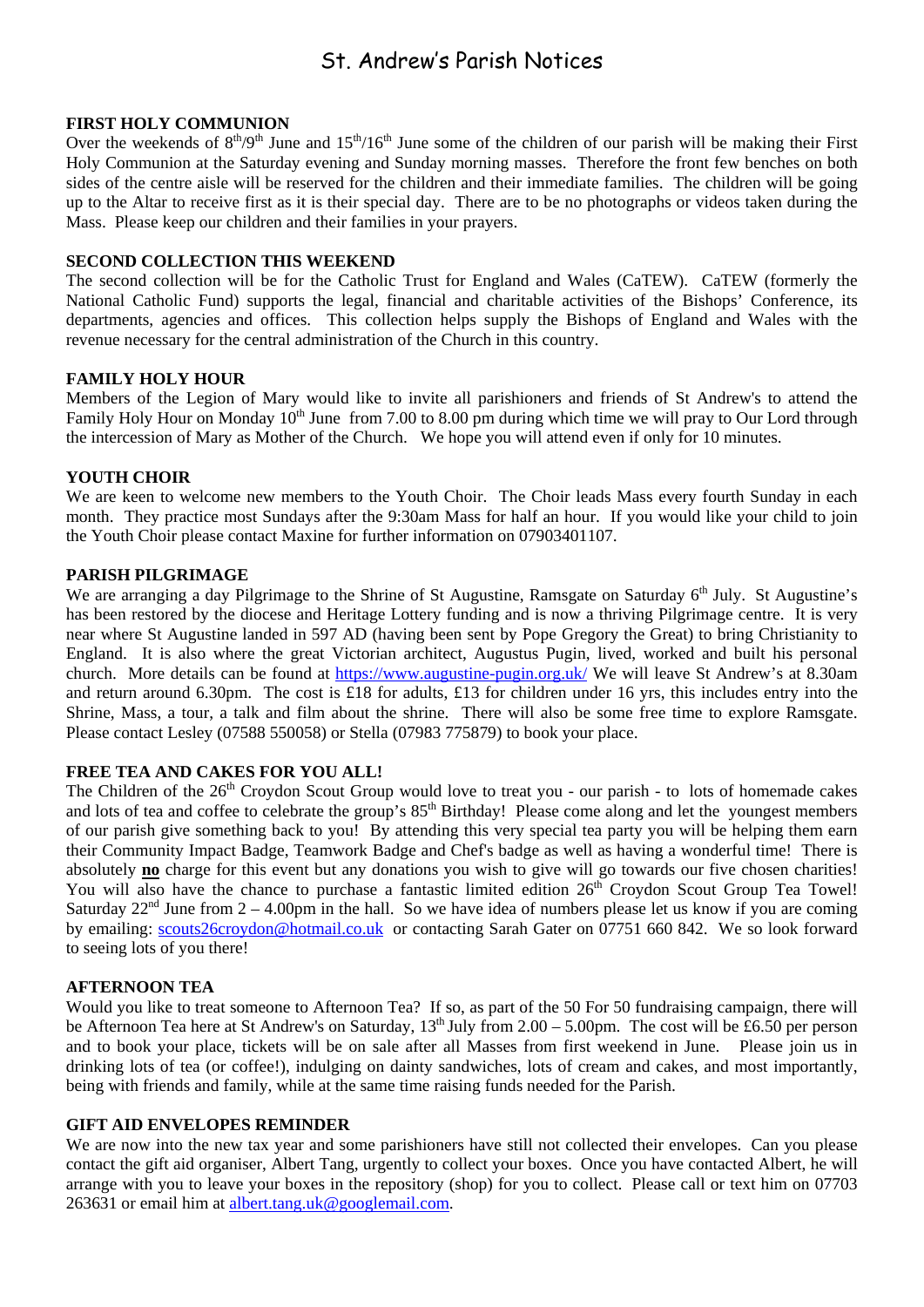# St. Andrew's Parish Notices

**FIRST HOLY COMMUNION**

Over the weekends of 8th/9th June and 15th/16th June some of the children of our parish will be making their First Holy Communion at the Saturday evening and Sunday morning masses. Therefore the front few benches on both sides of the centre aisle will be reserved for the children and their immediate families. The children will be going up to the Altar to receive first as it is their special day. There are to be no photographs or videos taken during the Mass. Please keep our children and their families in your prayers.

**SECOND COLLECTION THIS WEEKEND**

The second collection will be for the Catholic Trust for England and Wales (CaTEW). CaTEW (formerly the National Catholic Fund) supports the legal, financial and charitable activities of the Bishops' Conference, its departments, agencies and offices. This collection helps supply the Bishops of England and Wales with the revenue necessary for the central administration of the Church in this country.

**FAMILY HOLY HOUR**

Members of the Legion of Mary would like to invite all parishioners and friends of St Andrew's to attend the Family Holy Hour on Monday 10th June from 7.00 to 8.00 pm during which time we will pray to Our Lord through the intercession of Mary as Mother of the Church. We hope you will attend even if only for 10 minutes.

**YOUTH CHOIR**

We are keen to welcome new members to the Youth Choir. The Choir leads Mass every fourth Sunday in each month. They practice most Sundays after the 9:30am Mass for half an hour. If you would like your child to join the Youth Choir please contact Maxine for further information on 07903401107.

**PARISH PILGRIMAGE**

We are arranging a day Pilgrimage to the Shrine of St Augustine, Ramsgate on Saturday 6th July. St Augustine's has been restored by the diocese and Heritage Lottery funding and is now a thriving Pilgrimage centre. It is very near where St Augustine landed in 597 AD (having been sent by Pope Gregory the Great) to bring Christianity to England. It is also where the great Victorian architect, Augustus Pugin, lived, worked and built his personal church. More details can be found at https://www.augustine-pugin.org.uk/ We will leave St Andrew's at 8.30am and return around 6.30pm. The cost is £18 for adults, £13 for children under 16 yrs, this includes entry into the Shrine, Mass, a tour, a talk and film about the shrine. There will also be some free time to explore Ramsgate. Please contact Lesley (07588 550058) or Stella (07983 775879) to book your place.

**FREE TEA AND CAKES FOR YOU ALL!**

The Children of the 26th Croydon Scout Group would love to treat you - our parish - to lots of homemade cakes and lots of tea and coffee to celebrate the group's 85th Birthday! Please come along and let the youngest members of our parish give something back to you! By attending this very special tea party you will be helping them earn their Community Impact Badge, Teamwork Badge and Chef's badge as well as having a wonderful time! There is absolutely **no** charge for this event but any donations you wish to give will go towards our five chosen charities! You will also have the chance to purchase a fantastic limited edition 26th Croydon Scout Group Tea Towel! Saturday 22nd June from 2 – 4.00pm in the hall. So we have idea of numbers please let us know if you are coming by emailing: scouts26croydon@hotmail.co.uk or contacting Sarah Gater on 07751 660 842. We so look forward to seeing lots of you there!

**AFTERNOON TEA**

Would you like to treat someone to Afternoon Tea? If so, as part of the 50 For 50 fundraising campaign, there will be Afternoon Tea here at St Andrew's on Saturday, 13th July from 2.00 – 5.00pm. The cost will be £6.50 per person and to book your place, tickets will be on sale after all Masses from first weekend in June. Please join us in drinking lots of tea (or coffee!), indulging on dainty sandwiches, lots of cream and cakes, and most importantly, being with friends and family, while at the same time raising funds needed for the Parish.

**GIFT AID ENVELOPES REMINDER**

We are now into the new tax year and some parishioners have still not collected their envelopes. Can you please contact the gift aid organiser, Albert Tang, urgently to collect your boxes. Once you have contacted Albert, he will arrange with you to leave your boxes in the repository (shop) for you to collect. Please call or text him on 07703 263631 or email him at albert.tang.uk@googlemail.com.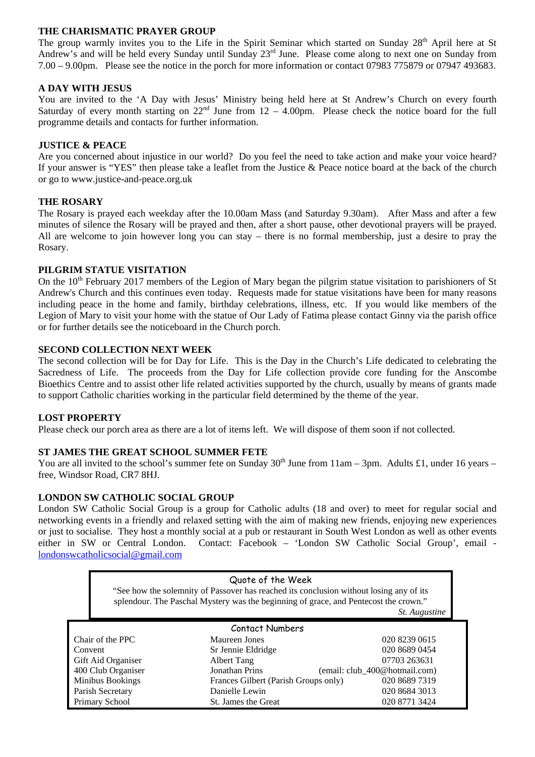### THE CHARISMATIC PRAYER GROUP

The group warmly invites you to the Life in the Spirit Seminar which started on Sunday 28th April here at St Andrew's and will be held every Sunday until Sunday 23rd June. Please come along to next one on Sunday from 7.00 – 9.00pm. Please see the notice in the porch for more information or contact 07983 775879 or 07947 493683.

### A DAY WITH JESUS

You are invited to the 'A Day with Jesus' Ministry being held here at St Andrew's Church on every fourth Saturday of every month starting on 22nd June from 12 – 4.00pm. Please check the notice board for the full programme details and contacts for further information.

### JUSTICE & PEACE

Are you concerned about injustice in our world? Do you feel the need to take action and make your voice heard? If your answer is "YES" then please take a leaflet from the Justice & Peace notice board at the back of the church or go to www.justice-and-peace.org.uk

### THE ROSARY

The Rosary is prayed each weekday after the 10.00am Mass (and Saturday 9.30am). After Mass and after a few minutes of silence the Rosary will be prayed and then, after a short pause, other devotional prayers will be prayed. All are welcome to join however long you can stay – there is no formal membership, just a desire to pray the Rosary.

### PILGRIM STATUE VISITATION

On the 10th February 2017 members of the Legion of Mary began the pilgrim statue visitation to parishioners of St Andrew's Church and this continues even today. Requests made for statue visitations have been for many reasons including peace in the home and family, birthday celebrations, illness, etc. If you would like members of the Legion of Mary to visit your home with the statue of Our Lady of Fatima please contact Ginny via the parish office or for further details see the noticeboard in the Church porch.

### SECOND COLLECTION NEXT WEEK

The second collection will be for Day for Life. This is the Day in the Church's Life dedicated to celebrating the Sacredness of Life. The proceeds from the Day for Life collection provide core funding for the Anscombe Bioethics Centre and to assist other life related activities supported by the church, usually by means of grants made to support Catholic charities working in the particular field determined by the theme of the year.

### LOST PROPERTY

Please check our porch area as there are a lot of items left. We will dispose of them soon if not collected.

### ST JAMES THE GREAT SCHOOL SUMMER FETE

You are all invited to the school's summer fete on Sunday 30th June from 11am – 3pm. Adults £1, under 16 years – free, Windsor Road, CR7 8HJ.

### LONDON SW CATHOLIC SOCIAL GROUP

London SW Catholic Social Group is a group for Catholic adults (18 and over) to meet for regular social and networking events in a friendly and relaxed setting with the aim of making new friends, enjoying new experiences or just to socialise. They host a monthly social at a pub or restaurant in South West London as well as other events either in SW or Central London. Contact: Facebook – 'London SW Catholic Social Group', email - londonswcatholicsocial@gmail.com

**Quote of the Week**

"See how the solemnity of Passover has reached its conclusion without losing any of its splendour. The Paschal Mystery was the beginning of grace, and Pentecost the crown."

*St. Augustine*

**Contact Numbers**

| | | |
|---|---|---|
| Chair of the PPC | Maureen Jones | 020 8239 0615 |
| Convent | Sr Jennie Eldridge | 020 8689 0454 |
| Gift Aid Organiser | Albert Tang | 07703 263631 |
| 400 Club Organiser | Jonathan Prins | (email: club_400@hotmail.com) |
| Minibus Bookings | Frances Gilbert (Parish Groups only) | 020 8689 7319 |
| Parish Secretary | Danielle Lewin | 020 8684 3013 |
| Primary School | St. James the Great | 020 8771 3424 |